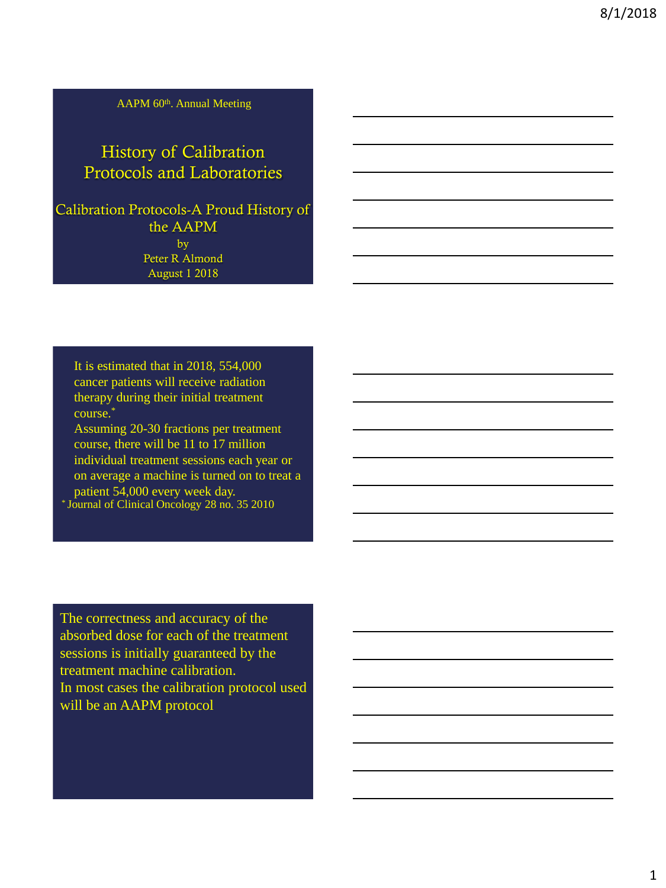AAPM 60th. Annual Meeting

# History of Calibration Protocols and Laboratories

## Calibration Protocols-A Proud History of the AAPM

by

Peter R Almond

August 1 2018

---

It is estimated that in 2018, 554,000 cancer patients will receive radiation therapy during their initial treatment course.*

Assuming 20-30 fractions per treatment course, there will be 11 to 17 million individual treatment sessions each year or on average a machine is turned on to treat a patient 54,000 every week day.

* Journal of Clinical Oncology 28 no. 35 2010

---

The correctness and accuracy of the absorbed dose for each of the treatment sessions is initially guaranteed by the treatment machine calibration.

In most cases the calibration protocol used will be an AAPM protocol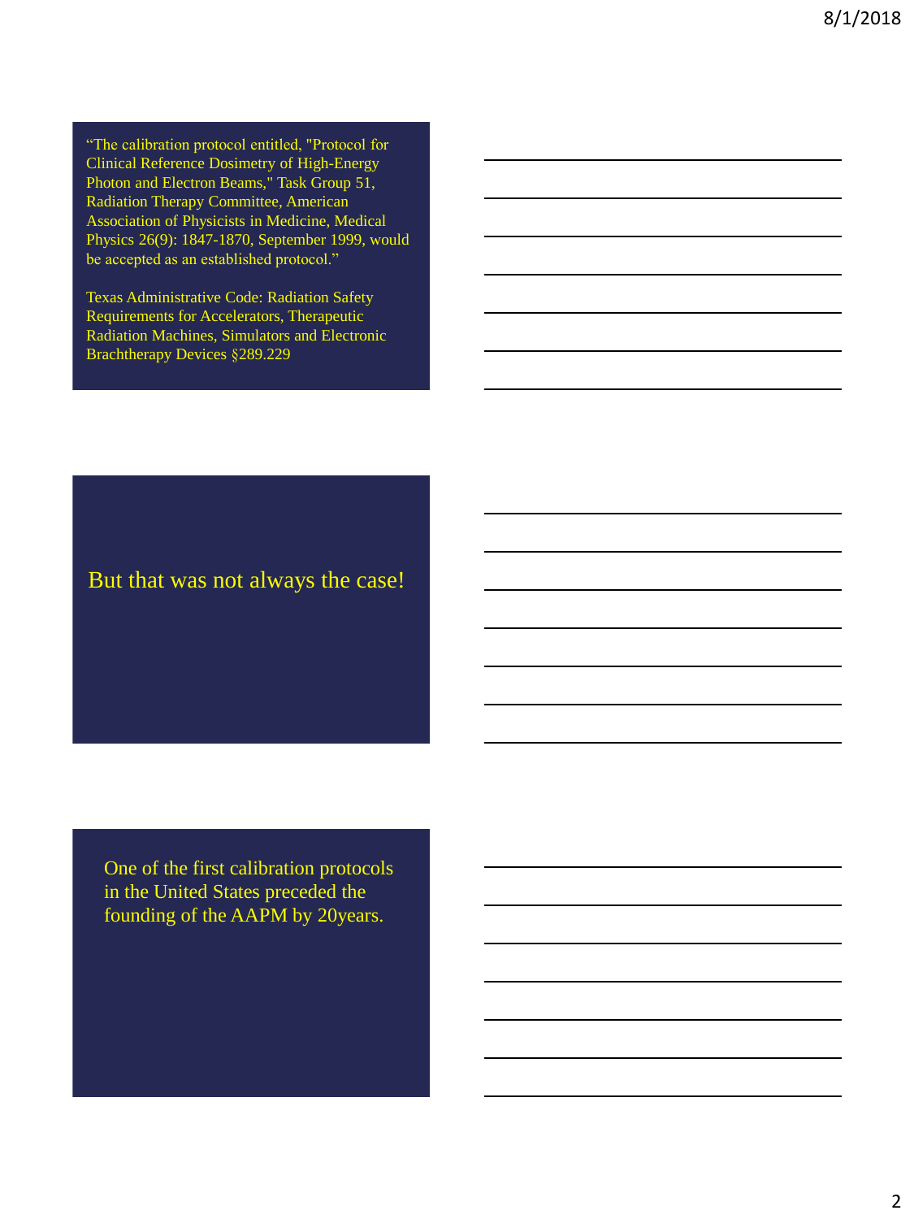"The calibration protocol entitled, "Protocol for Clinical Reference Dosimetry of High-Energy Photon and Electron Beams," Task Group 51, Radiation Therapy Committee, American Association of Physicists in Medicine, Medical Physics 26(9): 1847-1870, September 1999, would be accepted as an established protocol."

Texas Administrative Code: Radiation Safety Requirements for Accelerators, Therapeutic Radiation Machines, Simulators and Electronic Brachtherapy Devices §289.229

But that was not always the case!

One of the first calibration protocols in the United States preceded the founding of the AAPM by 20years.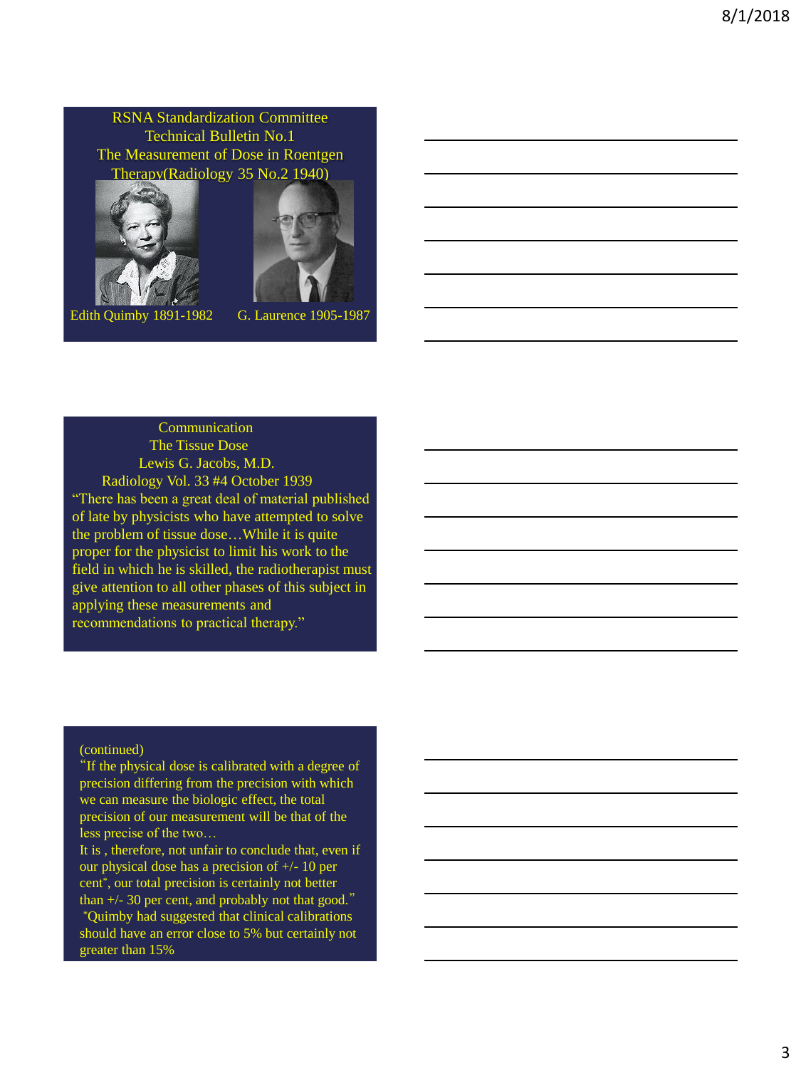RSNA Standardization Committee
Technical Bulletin No.1
The Measurement of Dose in Roentgen Therapy(Radiology 35 No.2 1940)

Edith Quimby 1891-1982 G. Laurence 1905-1987

Communication
The Tissue Dose
Lewis G. Jacobs, M.D.
Radiology Vol. 33 #4 October 1939

"There has been a great deal of material published of late by physicists who have attempted to solve the problem of tissue dose…While it is quite proper for the physicist to limit his work to the field in which he is skilled, the radiotherapist must give attention to all other phases of this subject in applying these measurements and recommendations to practical therapy."

(continued)

"If the physical dose is calibrated with a degree of precision differing from the precision with which we can measure the biologic effect, the total precision of our measurement will be that of the less precise of the two…

It is , therefore, not unfair to conclude that, even if our physical dose has a precision of +/- 10 per cent*, our total precision is certainly not better than +/- 30 per cent, and probably not that good."

*Quimby had suggested that clinical calibrations should have an error close to 5% but certainly not greater than 15%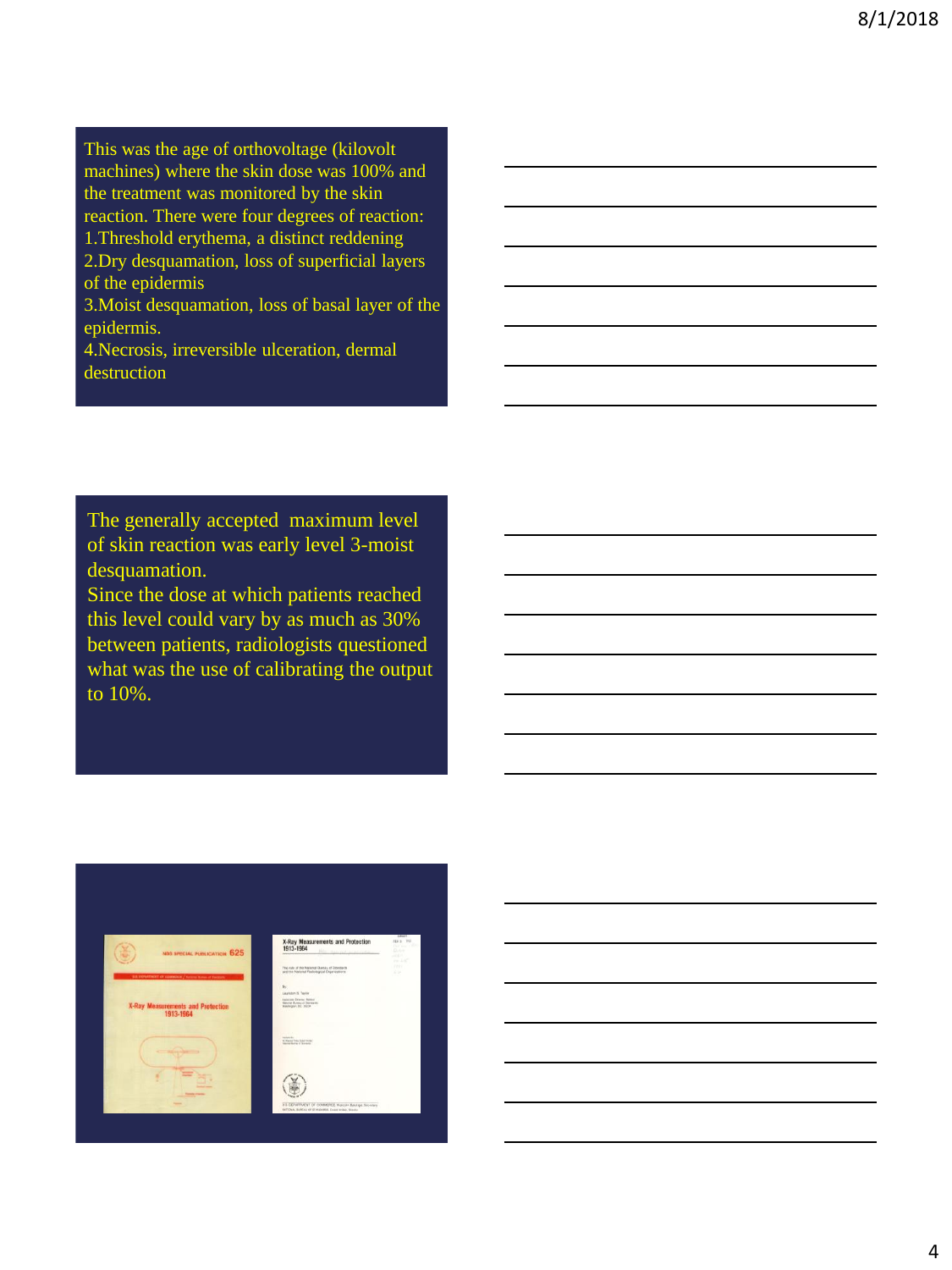This was the age of orthovoltage (kilovolt machines) where the skin dose was 100% and the treatment was monitored by the skin reaction. There were four degrees of reaction:

1. Threshold erythema, a distinct reddening
2. Dry desquamation, loss of superficial layers of the epidermis
3. Moist desquamation, loss of basal layer of the epidermis.
4. Necrosis, irreversible ulceration, dermal destruction

The generally accepted maximum level of skin reaction was early level 3-moist desquamation.

Since the dose at which patients reached this level could vary by as much as 30% between patients, radiologists questioned what was the use of calibrating the output to 10%.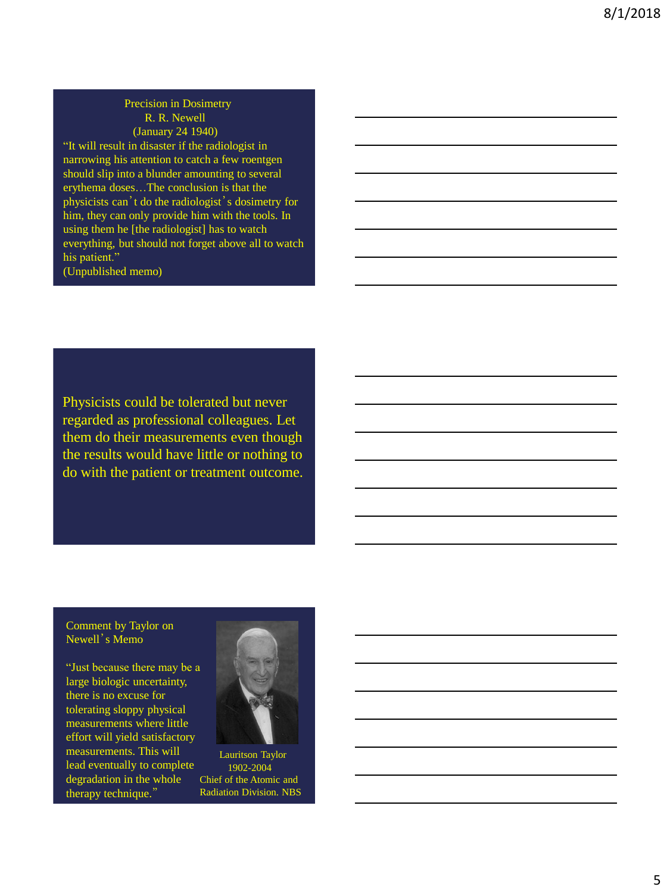## Precision in Dosimetry

R. R. Newell

(January 24 1940)

"It will result in disaster if the radiologist in narrowing his attention to catch a few roentgen should slip into a blunder amounting to several erythema doses…The conclusion is that the physicists can't do the radiologist's dosimetry for him, they can only provide him with the tools. In using them he [the radiologist] has to watch everything, but should not forget above all to watch his patient."

(Unpublished memo)

---

Physicists could be tolerated but never regarded as professional colleagues. Let them do their measurements even though the results would have little or nothing to do with the patient or treatment outcome.

---

## Comment by Taylor on Newell's Memo

"Just because there may be a large biologic uncertainty, there is no excuse for tolerating sloppy physical measurements where little effort will yield satisfactory measurements. This will lead eventually to complete degradation in the whole therapy technique."

Lauritson Taylor
1902-2004
Chief of the Atomic and Radiation Division. NBS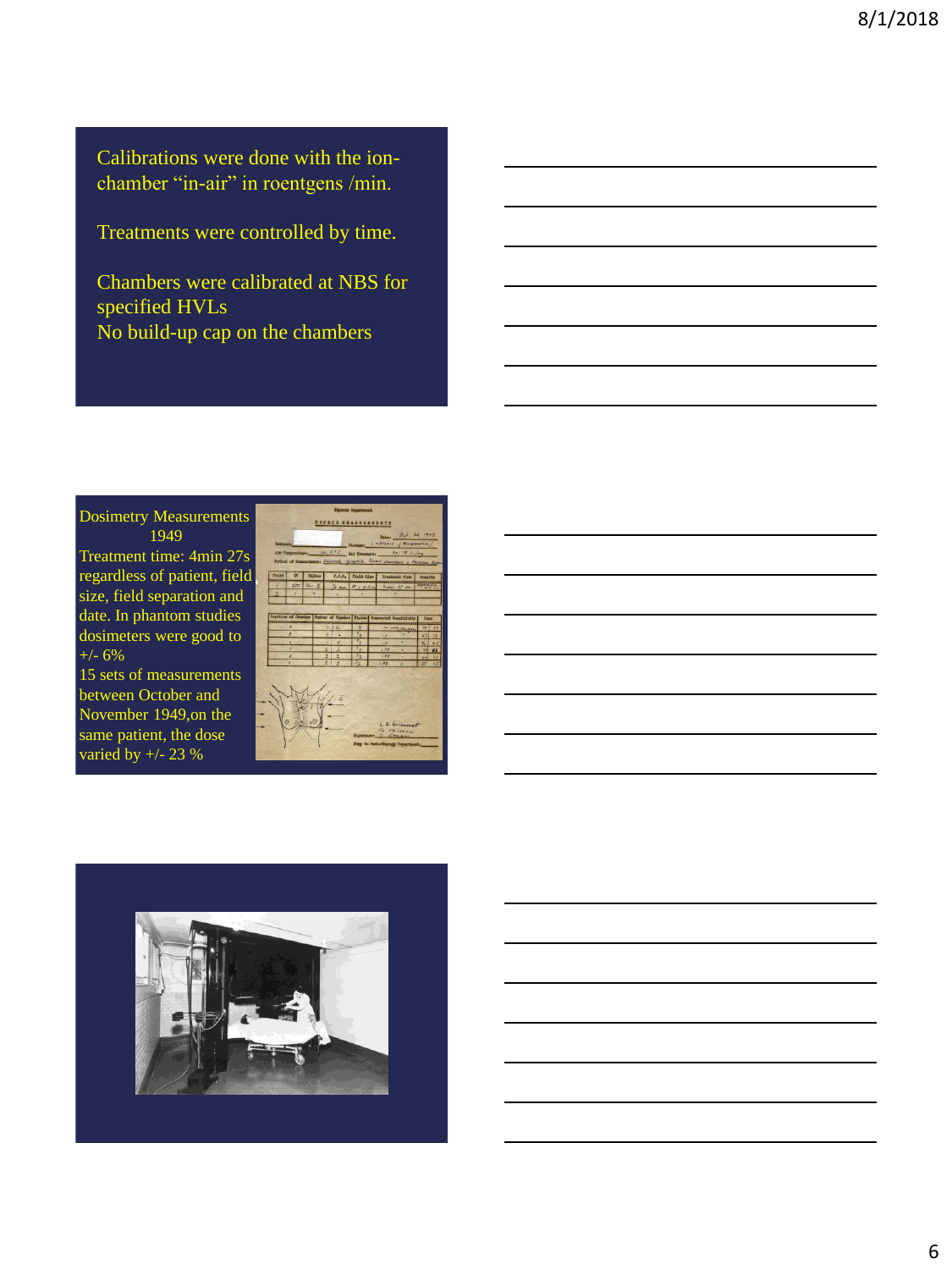Calibrations were done with the ion-chamber "in-air" in roentgens /min.

Treatments were controlled by time.

Chambers were calibrated at NBS for specified HVLs

No build-up cap on the chambers

Dosimetry Measurements 1949

Treatment time: 4min 27s regardless of patient, field size, field separation and date. In phantom studies dosimeters were good to +/- 6%

15 sets of measurements between October and November 1949,on the same patient, the dose varied by +/- 23 %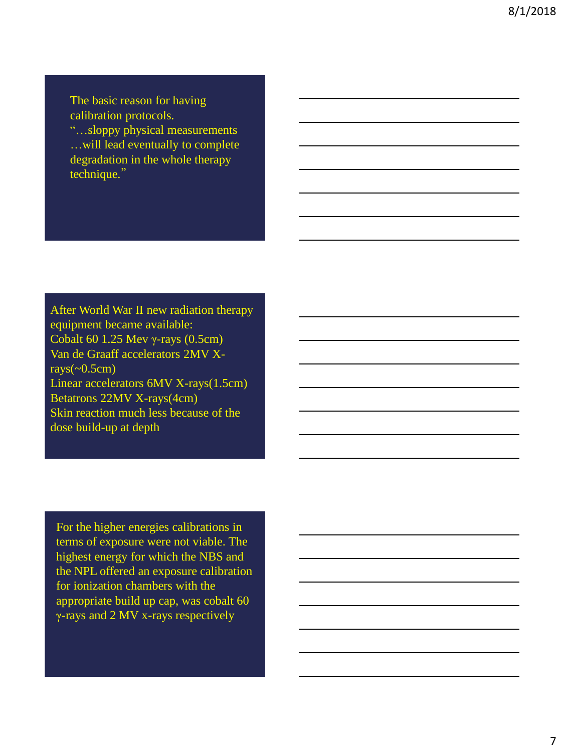The basic reason for having calibration protocols.
"…sloppy physical measurements …will lead eventually to complete degradation in the whole therapy technique."

After World War II new radiation therapy equipment became available:
Cobalt 60 1.25 Mev γ-rays (0.5cm)
Van de Graaff accelerators 2MV X-rays(~0.5cm)
Linear accelerators 6MV X-rays(1.5cm)
Betatrons 22MV X-rays(4cm)
Skin reaction much less because of the dose build-up at depth

For the higher energies calibrations in terms of exposure were not viable. The highest energy for which the NBS and the NPL offered an exposure calibration for ionization chambers with the appropriate build up cap, was cobalt 60 γ-rays and 2 MV x-rays respectively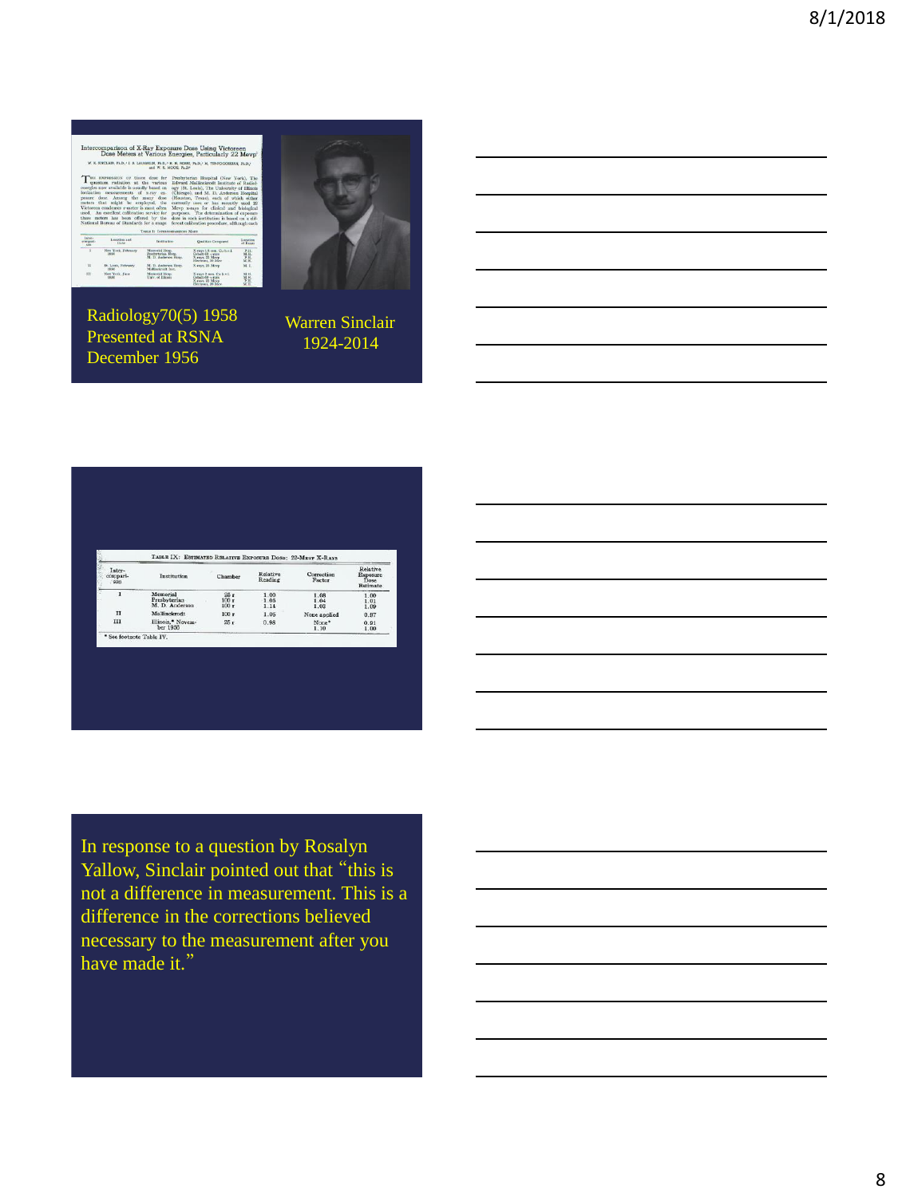Radiology70(5) 1958
Presented at RSNA
December 1956

Warren Sinclair
1924-2014

TABLE IX: ESTIMATED RELATIVE EXPOSURE DOSE: 22-MEVP X-RAYS

| Inter-comparison | Institution | Chamber | Relative Reading | Correction Factor | Relative Exposure Dose Estimate |
|---|---|---|---|---|---|
| I | Memorial | 25 r | 1.00 | 1.08 | 1.00 |
| | Presbyterian | 100 r | 1.05 | 1.04 | 1.01 |
| | M. D. Anderson | 100 r | 1.14 | 1.03 | 1.09 |
| II | Mallinckrodt | 100 r | 1.05 | None applied | 0.97 |
| III | Illinois,* November 1956 | 25 r | 0.98 | None* | 0.91 |
| | | | | 1.10 | 1.00 |

\* See footnote Table IV.

In response to a question by Rosalyn Yallow, Sinclair pointed out that "this is not a difference in measurement. This is a difference in the corrections believed necessary to the measurement after you have made it."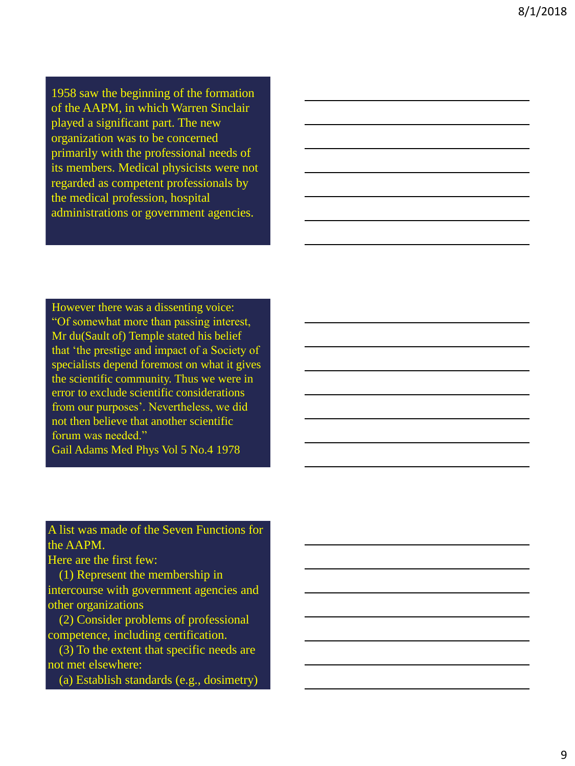1958 saw the beginning of the formation of the AAPM, in which Warren Sinclair played a significant part. The new organization was to be concerned primarily with the professional needs of its members. Medical physicists were not regarded as competent professionals by the medical profession, hospital administrations or government agencies.

However there was a dissenting voice: "Of somewhat more than passing interest, Mr du(Sault of) Temple stated his belief that 'the prestige and impact of a Society of specialists depend foremost on what it gives the scientific community. Thus we were in error to exclude scientific considerations from our purposes'. Nevertheless, we did not then believe that another scientific forum was needed."
Gail Adams Med Phys Vol 5 No.4 1978

A list was made of the Seven Functions for the AAPM.
Here are the first few:

(1) Represent the membership in intercourse with government agencies and other organizations

(2) Consider problems of professional competence, including certification.

(3) To the extent that specific needs are not met elsewhere:

(a) Establish standards (e.g., dosimetry)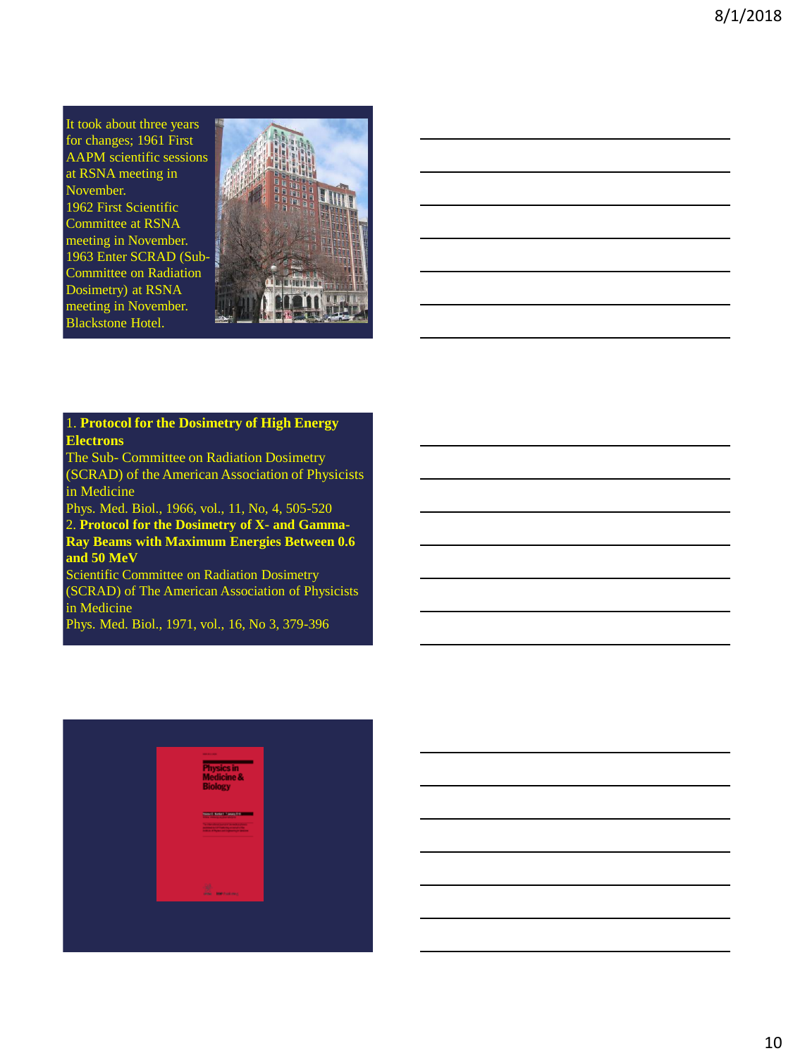It took about three years for changes; 1961 First AAPM scientific sessions at RSNA meeting in November.
1962 First Scientific Committee at RSNA meeting in November.
1963 Enter SCRAD (Sub-Committee on Radiation Dosimetry) at RSNA meeting in November.
Blackstone Hotel.

1. **Protocol for the Dosimetry of High Energy Electrons**
The Sub- Committee on Radiation Dosimetry (SCRAD) of the American Association of Physicists in Medicine
Phys. Med. Biol., 1966, vol., 11, No, 4, 505-520
2. **Protocol for the Dosimetry of X- and Gamma-Ray Beams with Maximum Energies Between 0.6 and 50 MeV**
Scientific Committee on Radiation Dosimetry (SCRAD) of The American Association of Physicists in Medicine
Phys. Med. Biol., 1971, vol., 16, No 3, 379-396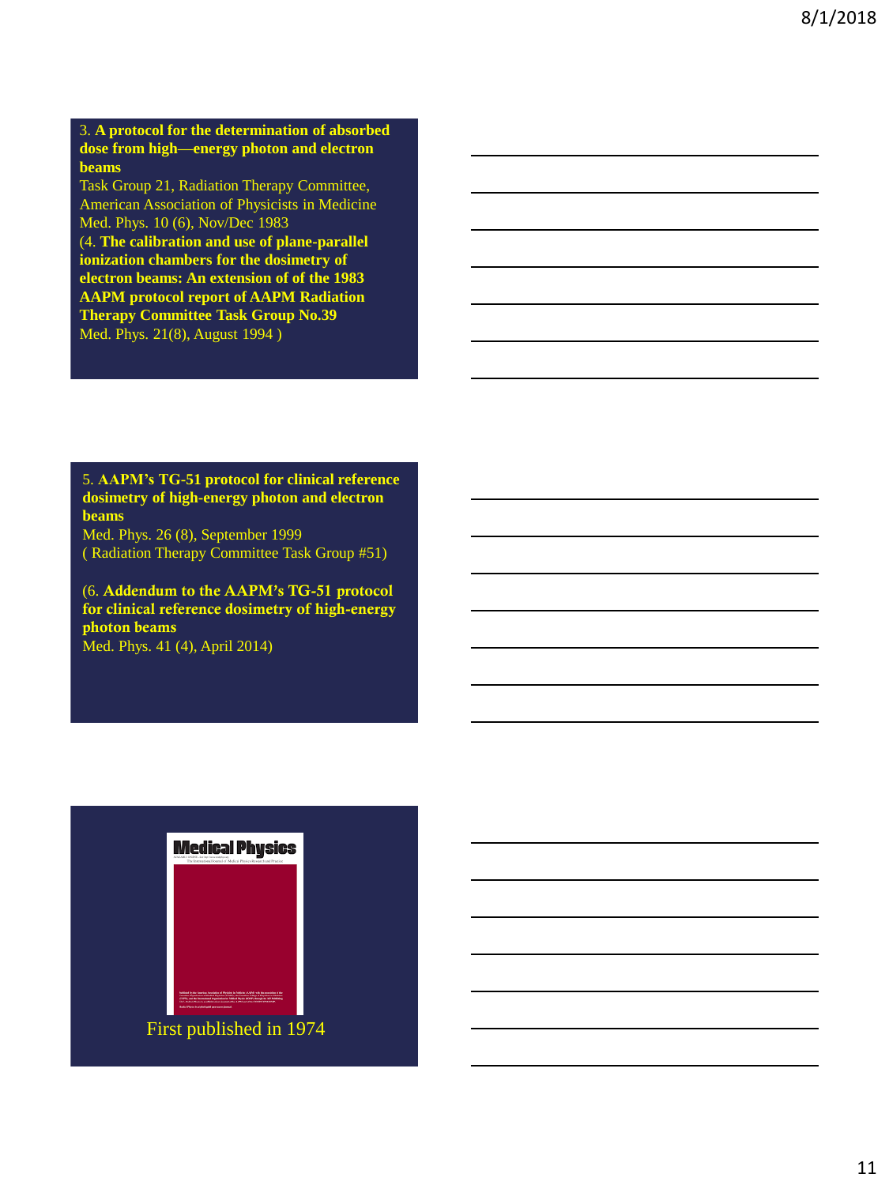3. **A protocol for the determination of absorbed dose from high—energy photon and electron beams**
Task Group 21, Radiation Therapy Committee, American Association of Physicists in Medicine
Med. Phys. 10 (6), Nov/Dec 1983
(4. **The calibration and use of plane-parallel ionization chambers for the dosimetry of electron beams: An extension of of the 1983 AAPM protocol report of AAPM Radiation Therapy Committee Task Group No.39**
Med. Phys. 21(8), August 1994 )

5. **AAPM's TG-51 protocol for clinical reference dosimetry of high-energy photon and electron beams**
Med. Phys. 26 (8), September 1999
( Radiation Therapy Committee Task Group #51)

(6. **Addendum to the AAPM's TG-51 protocol for clinical reference dosimetry of high-energy photon beams**
Med. Phys. 41 (4), April 2014)

Medical Physics

First published in 1974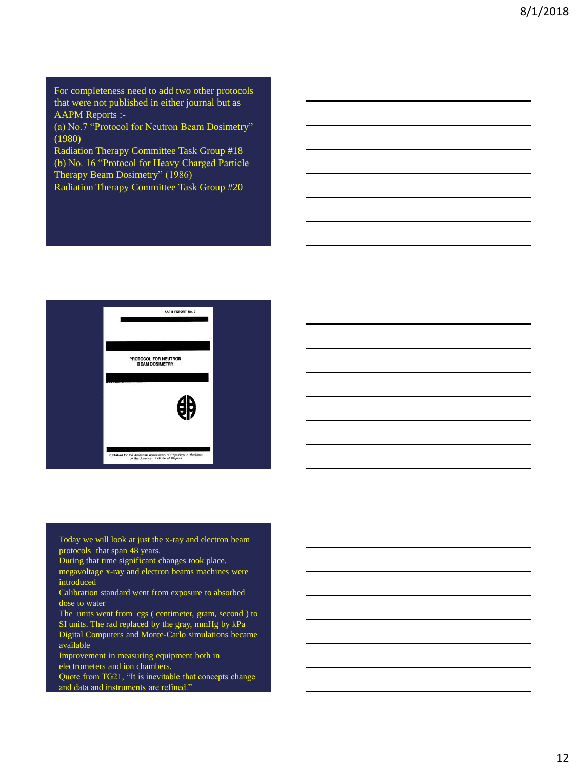For completeness need to add two other protocols that were not published in either journal but as AAPM Reports :-

(a) No.7 "Protocol for Neutron Beam Dosimetry" (1980)

Radiation Therapy Committee Task Group #18

(b) No. 16 "Protocol for Heavy Charged Particle Therapy Beam Dosimetry" (1986)

Radiation Therapy Committee Task Group #20

AAPM REPORT No. 7

PROTOCOL FOR NEUTRON BEAM DOSIMETRY

Published for the American Association of Physicists in Medicine by the American Institute of Physics

Today we will look at just the x-ray and electron beam protocols that span 48 years.

During that time significant changes took place.

megavoltage x-ray and electron beams machines were introduced

Calibration standard went from exposure to absorbed dose to water

The units went from cgs ( centimeter, gram, second ) to SI units. The rad replaced by the gray, mmHg by kPa

Digital Computers and Monte-Carlo simulations became available

Improvement in measuring equipment both in electrometers and ion chambers.

Quote from TG21, "It is inevitable that concepts change and data and instruments are refined."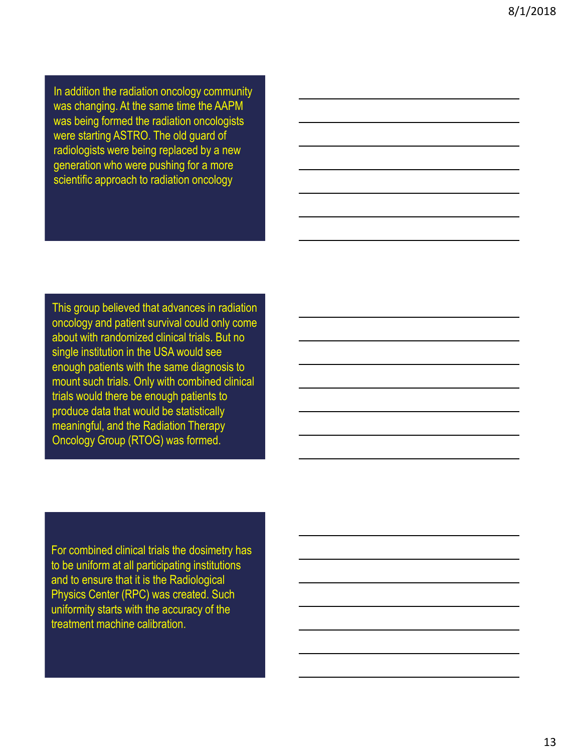In addition the radiation oncology community was changing. At the same time the AAPM was being formed the radiation oncologists were starting ASTRO. The old guard of radiologists were being replaced by a new generation who were pushing for a more scientific approach to radiation oncology

This group believed that advances in radiation oncology and patient survival could only come about with randomized clinical trials. But no single institution in the USA would see enough patients with the same diagnosis to mount such trials. Only with combined clinical trials would there be enough patients to produce data that would be statistically meaningful, and the Radiation Therapy Oncology Group (RTOG) was formed.

For combined clinical trials the dosimetry has to be uniform at all participating institutions and to ensure that it is the Radiological Physics Center (RPC) was created. Such uniformity starts with the accuracy of the treatment machine calibration.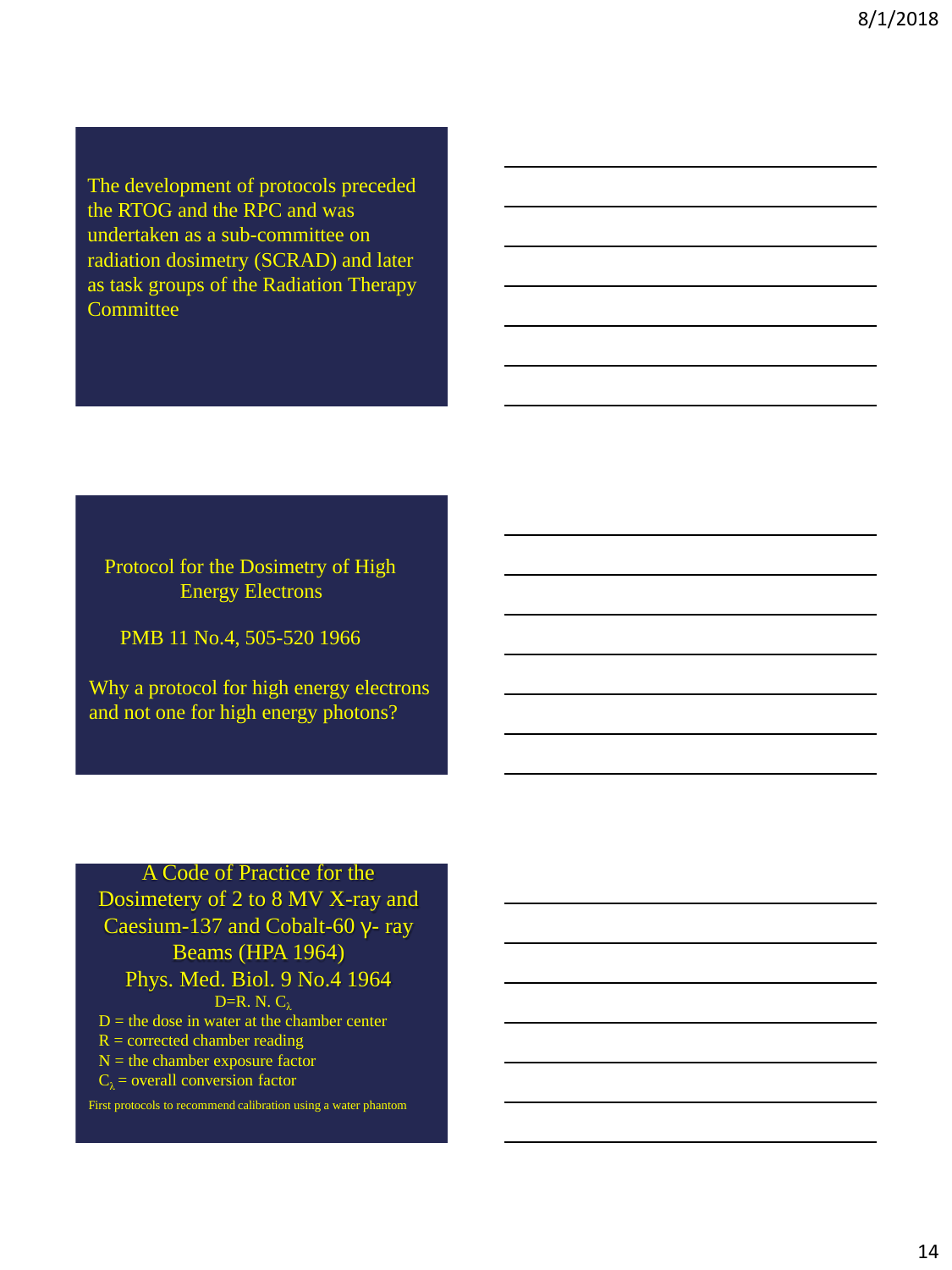The development of protocols preceded the RTOG and the RPC and was undertaken as a sub-committee on radiation dosimetry (SCRAD) and later as task groups of the Radiation Therapy Committee

Protocol for the Dosimetry of High Energy Electrons

PMB 11 No.4, 505-520 1966

Why a protocol for high energy electrons and not one for high energy photons?

A Code of Practice for the Dosimetery of 2 to 8 MV X-ray and Caesium-137 and Cobalt-60 γ- ray Beams (HPA 1964)

Phys. Med. Biol. 9 No.4 1964

$$D=R.\ N.\ C_{\lambda}$$

D = the dose in water at the chamber center
R = corrected chamber reading
N = the chamber exposure factor
$C_{\lambda}$ = overall conversion factor

First protocols to recommend calibration using a water phantom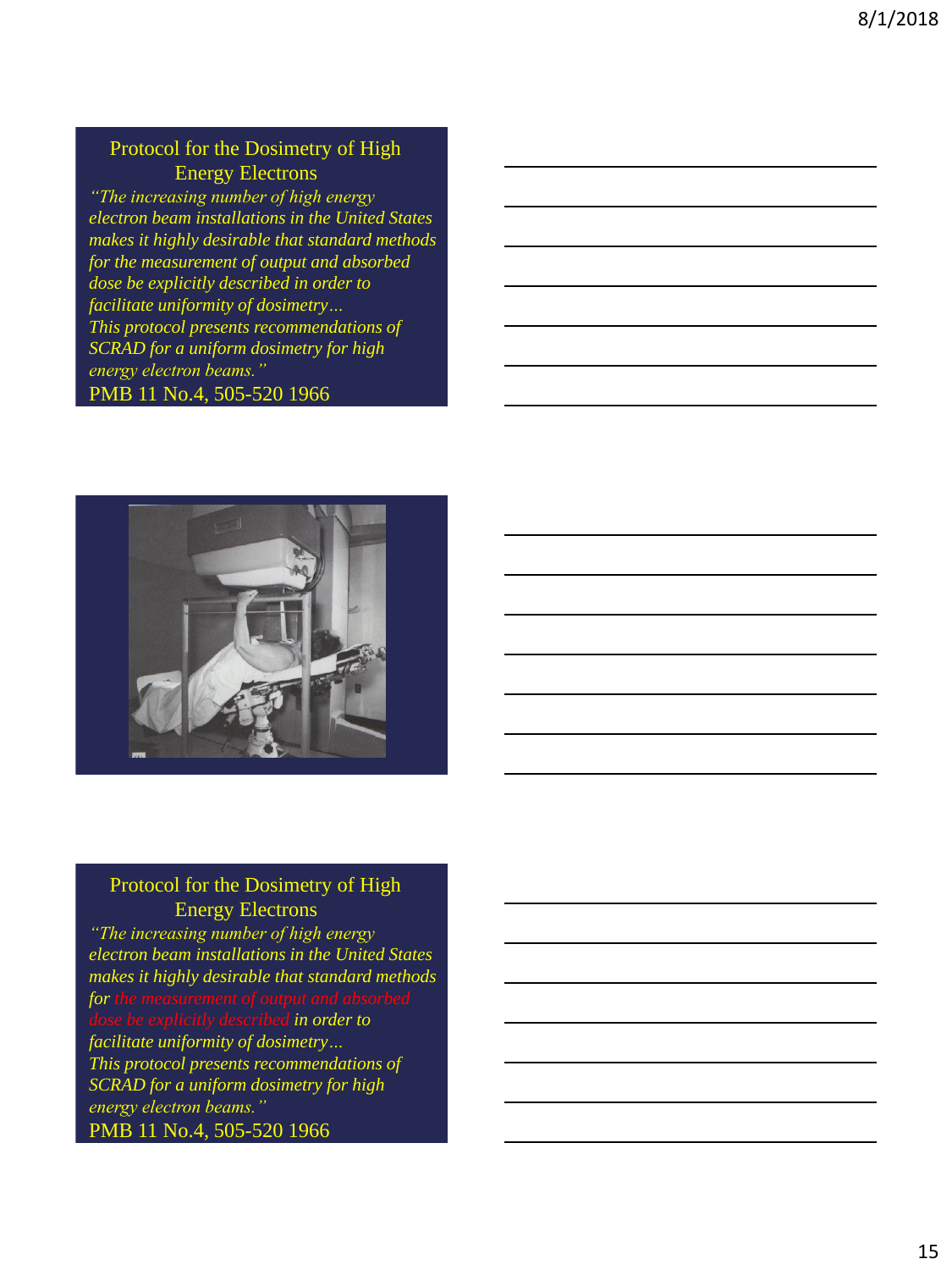## Protocol for the Dosimetry of High Energy Electrons

*"The increasing number of high energy electron beam installations in the United States makes it highly desirable that standard methods for the measurement of output and absorbed dose be explicitly described in order to facilitate uniformity of dosimetry…*
*This protocol presents recommendations of SCRAD for a uniform dosimetry for high energy electron beams."*

PMB 11 No.4, 505-520 1966

## Protocol for the Dosimetry of High Energy Electrons

*"The increasing number of high energy electron beam installations in the United States makes it highly desirable that standard methods for the measurement of output and absorbed dose be explicitly described in order to facilitate uniformity of dosimetry…*
*This protocol presents recommendations of SCRAD for a uniform dosimetry for high energy electron beams."*

PMB 11 No.4, 505-520 1966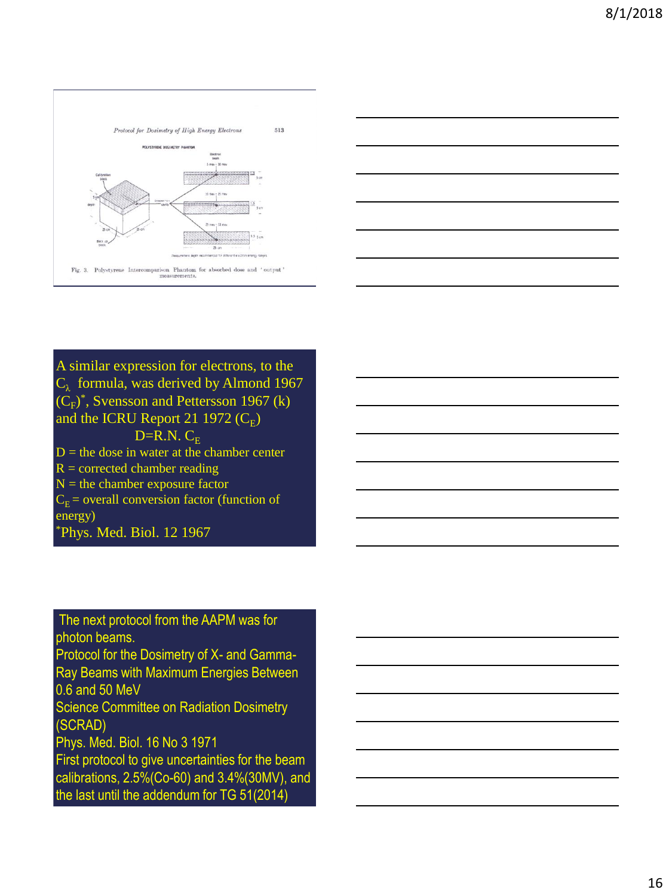*Protocol for Dosimetry of High Energy Electrons* 513

POLYSTYRENE DOSIMETRY PHANTOM

Fig. 3. Polystyrene Intercomparison Phantom for absorbed dose and 'output' measurements.

A similar expression for electrons, to the $C_\lambda$ formula, was derived by Almond 1967 ($C_F$)*, Svensson and Pettersson 1967 (k) and the ICRU Report 21 1972 ($C_E$)

$$D = R.N.\ C_E$$

D = the dose in water at the chamber center

R = corrected chamber reading

N = the chamber exposure factor

$C_E$ = overall conversion factor (function of energy)

*Phys. Med. Biol. 12 1967

The next protocol from the AAPM was for photon beams.

Protocol for the Dosimetry of X- and Gamma-Ray Beams with Maximum Energies Between 0.6 and 50 MeV

Science Committee on Radiation Dosimetry (SCRAD)

Phys. Med. Biol. 16 No 3 1971

First protocol to give uncertainties for the beam calibrations, 2.5%(Co-60) and 3.4%(30MV), and the last until the addendum for TG 51(2014)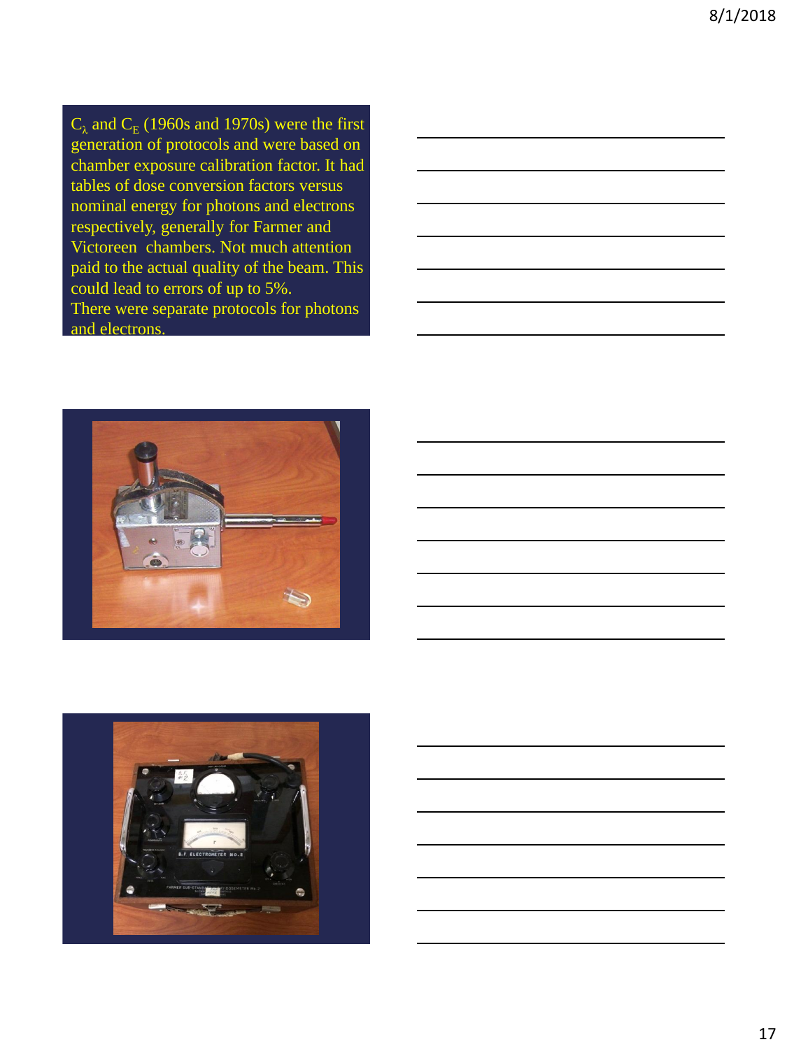$C_\lambda$ and $C_E$ (1960s and 1970s) were the first generation of protocols and were based on chamber exposure calibration factor. It had tables of dose conversion factors versus nominal energy for photons and electrons respectively, generally for Farmer and Victoreen chambers. Not much attention paid to the actual quality of the beam. This could lead to errors of up to 5%.

There were separate protocols for photons and electrons.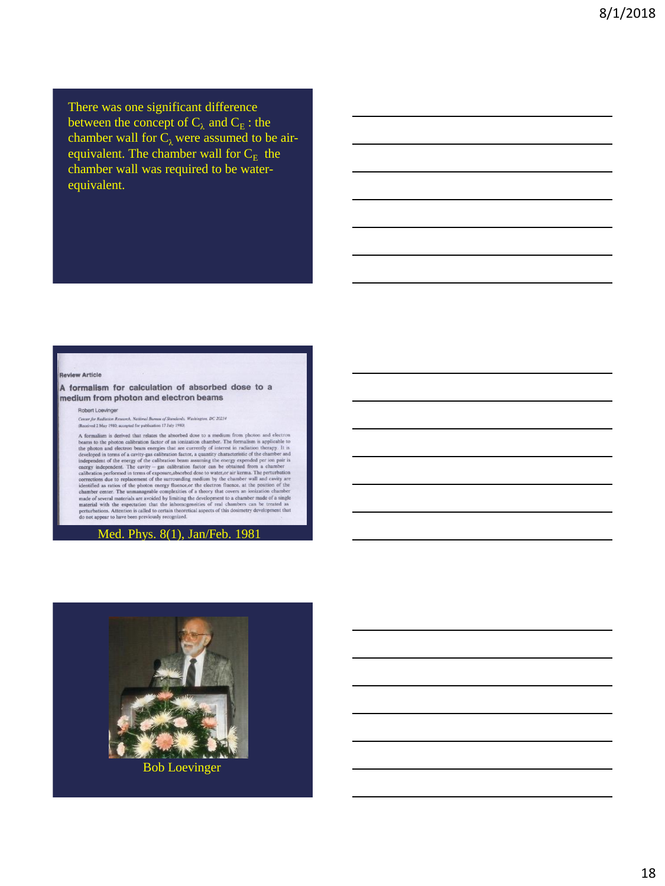There was one significant difference between the concept of $C_\lambda$ and $C_E$ : the chamber wall for $C_\lambda$ were assumed to be air-equivalent. The chamber wall for $C_E$ the chamber wall was required to be water-equivalent.

Review Article

**A formalism for calculation of absorbed dose to a medium from photon and electron beams**

Robert Loevinger

*Center for Radiation Research, National Bureau of Standards, Washington, DC 20234*

(Received 2 May 1980; accepted for publication 17 July 1980)

A formalism is derived that relates the absorbed dose to a medium from photon and electron beams to the photon calibration factor of an ionization chamber. The formalism is applicable to the photon and electron beam energies that are currently of interest in radiation therapy. It is developed in terms of a cavity-gas calibration factor, a quantity characteristic of the chamber and independent of the energy of the calibration beam assuming the energy expended per ion pair is energy independent. The cavity – gas calibration factor can be obtained from a chamber calibration performed in terms of exposure, absorbed dose to water, or air kerma. The perturbation corrections due to replacement of the surrounding medium by the chamber wall and cavity are identified as ratios of the photon energy fluence, or the electron fluence, at the position of the chamber center. The unmanageable complexities of a theory that covers an ionization chamber made of several materials are avoided by limiting the development to a chamber made of a single material with the expectation that the inhomogeneities of real chambers can be treated as perturbations. Attention is called to certain theoretical aspects of this dosimetry development that do not appear to have been previously recognized.

Med. Phys. 8(1), Jan/Feb. 1981

Bob Loevinger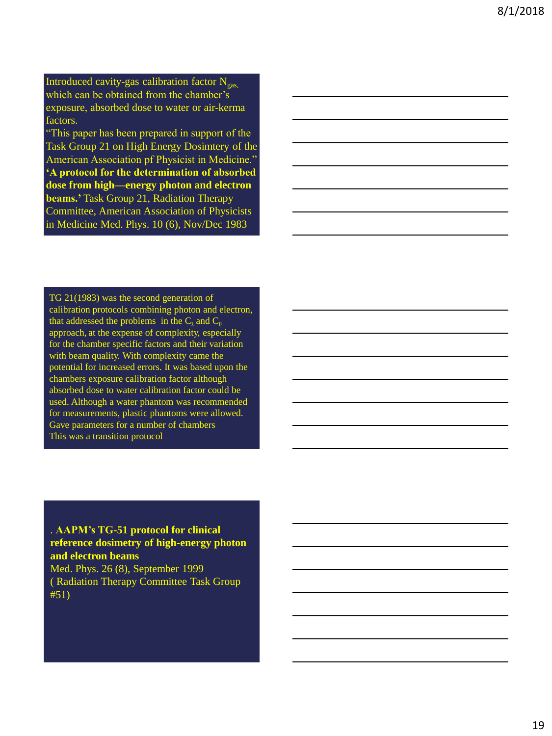Introduced cavity-gas calibration factor $N_{gas}$, which can be obtained from the chamber's exposure, absorbed dose to water or air-kerma factors.

"This paper has been prepared in support of the Task Group 21 on High Energy Dosimtery of the American Association pf Physicist in Medicine."

**'A protocol for the determination of absorbed dose from high—energy photon and electron beams.'** Task Group 21, Radiation Therapy Committee, American Association of Physicists in Medicine Med. Phys. 10 (6), Nov/Dec 1983

TG 21(1983) was the second generation of calibration protocols combining photon and electron, that addressed the problems in the $C_\lambda$ and $C_E$ approach, at the expense of complexity, especially for the chamber specific factors and their variation with beam quality. With complexity came the potential for increased errors. It was based upon the chambers exposure calibration factor although absorbed dose to water calibration factor could be used. Although a water phantom was recommended for measurements, plastic phantoms were allowed. Gave parameters for a number of chambers
This was a transition protocol

. **AAPM's TG-51 protocol for clinical reference dosimetry of high-energy photon and electron beams**
Med. Phys. 26 (8), September 1999
( Radiation Therapy Committee Task Group #51)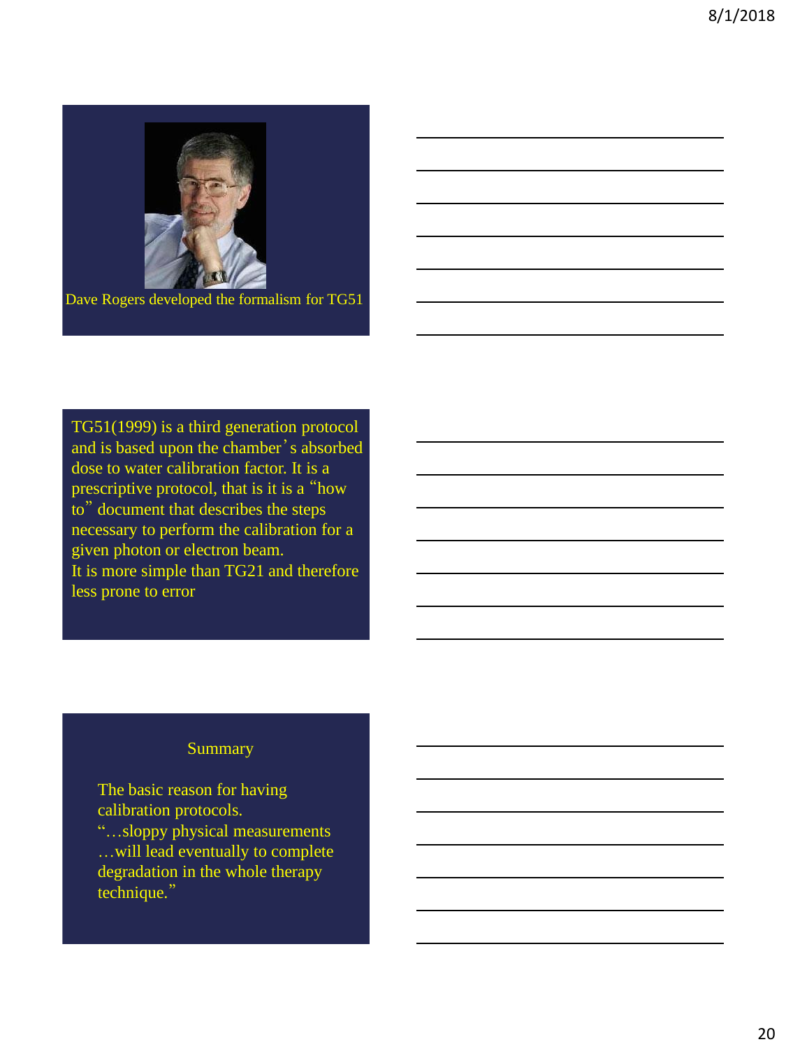Dave Rogers developed the formalism for TG51

TG51(1999) is a third generation protocol and is based upon the chamber's absorbed dose to water calibration factor. It is a prescriptive protocol, that is it is a "how to" document that describes the steps necessary to perform the calibration for a given photon or electron beam.
It is more simple than TG21 and therefore less prone to error

## Summary

The basic reason for having calibration protocols.
"…sloppy physical measurements …will lead eventually to complete degradation in the whole therapy technique."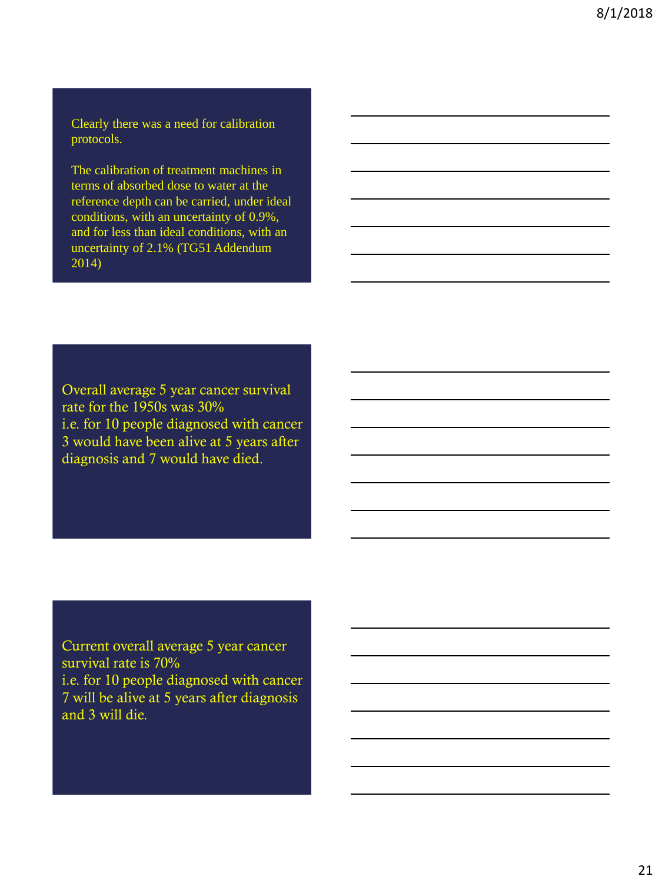Clearly there was a need for calibration protocols.

The calibration of treatment machines in terms of absorbed dose to water at the reference depth can be carried, under ideal conditions, with an uncertainty of 0.9%, and for less than ideal conditions, with an uncertainty of 2.1% (TG51 Addendum 2014)

Overall average 5 year cancer survival rate for the 1950s was 30%
i.e. for 10 people diagnosed with cancer 3 would have been alive at 5 years after diagnosis and 7 would have died.

Current overall average 5 year cancer survival rate is 70%
i.e. for 10 people diagnosed with cancer 7 will be alive at 5 years after diagnosis and 3 will die.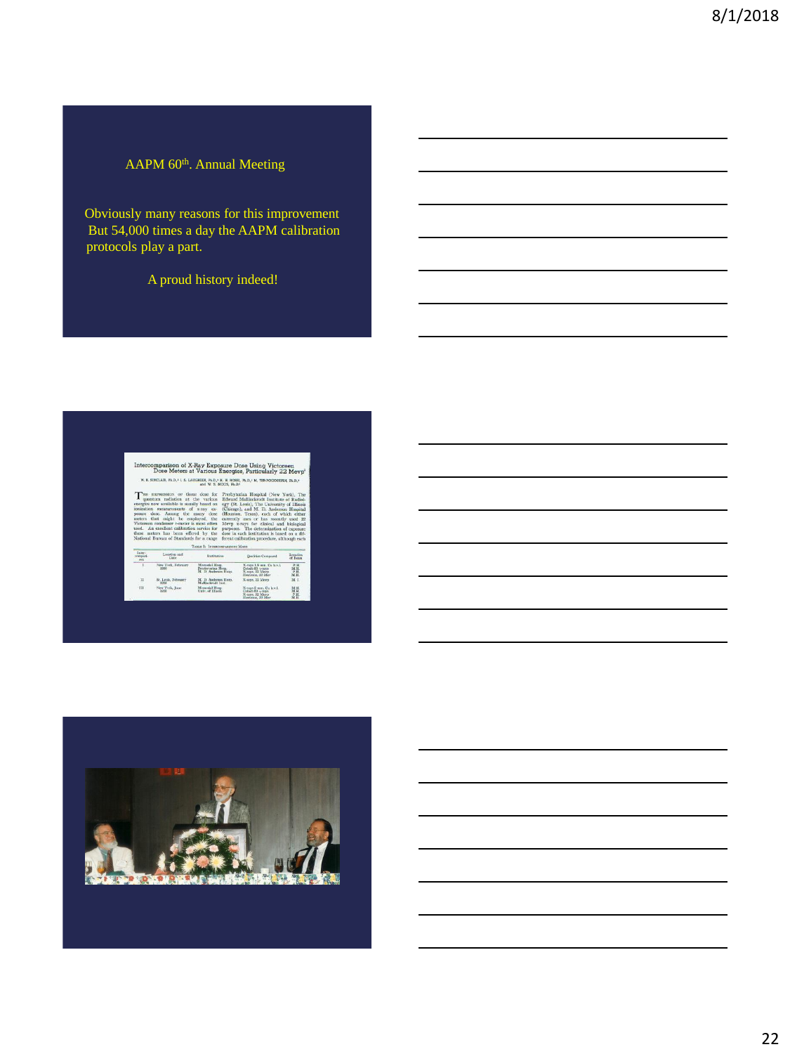AAPM 60th. Annual Meeting

Obviously many reasons for this improvement But 54,000 times a day the AAPM calibration protocols play a part.

A proud history indeed!

Intercomparison of X-Ray Exposure Dose Using Victoreen Dose Meters at Various Energies, Particularly 22 Mevp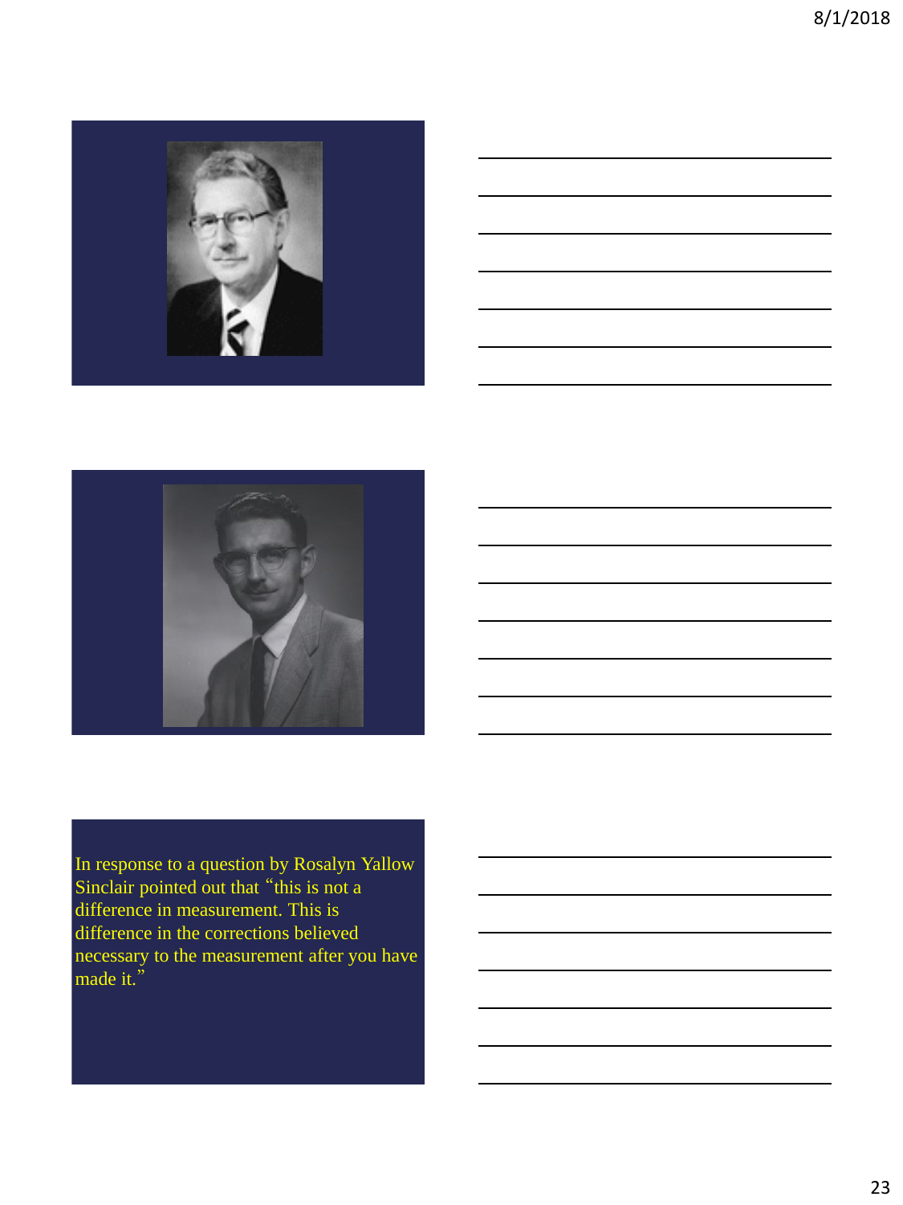In response to a question by Rosalyn Yallow Sinclair pointed out that "this is not a difference in measurement. This is difference in the corrections believed necessary to the measurement after you have made it."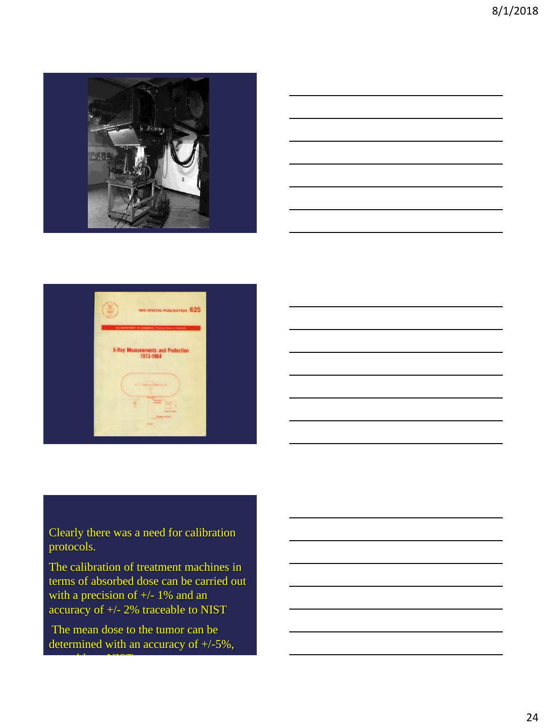Clearly there was a need for calibration protocols.

The calibration of treatment machines in terms of absorbed dose can be carried out with a precision of +/- 1% and an accuracy of +/- 2% traceable to NIST

The mean dose to the tumor can be determined with an accuracy of +/-5%,